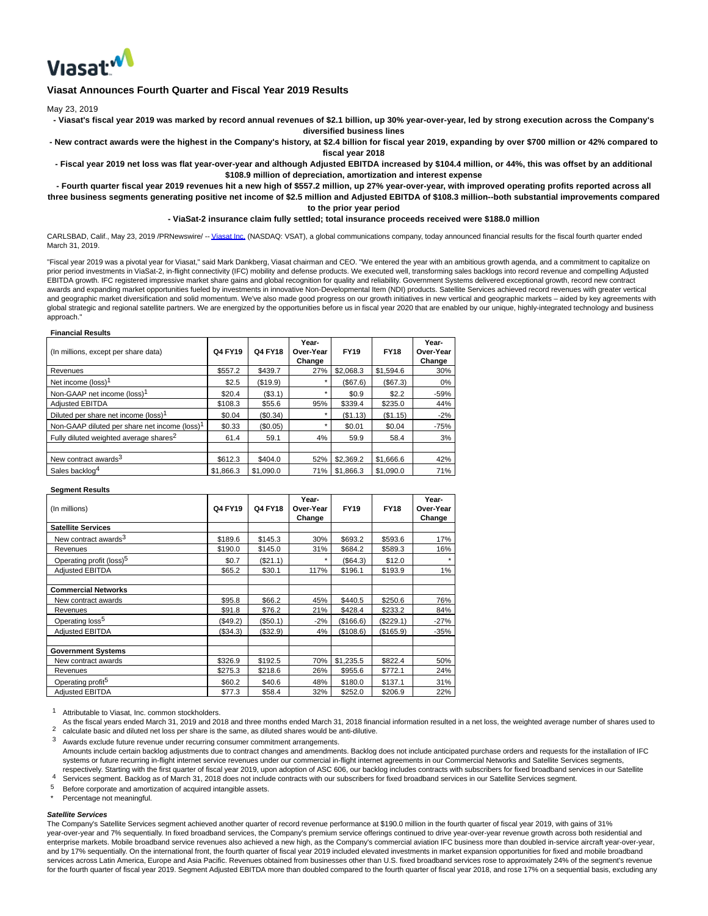## Viasat Announces Fourth Quarter and Fiscal Year 2019 Results

May 23, 2019

**- Viasat's fiscal year 2019 was marked by record annual revenues of $2.1 billion, up 30% year-over-year, led by strong execution across the Company's diversified business lines**

**- New contract awards were the highest in the Company's history, at $2.4 billion for fiscal year 2019, expanding by over $700 million or 42% compared to fiscal year 2018**

**- Fiscal year 2019 net loss was flat year-over-year and although Adjusted EBITDA increased by $104.4 million, or 44%, this was offset by an additional $108.9 million of depreciation, amortization and interest expense**

**- Fourth quarter fiscal year 2019 revenues hit a new high of $557.2 million, up 27% year-over-year, with improved operating profits reported across all three business segments generating positive net income of $2.5 million and Adjusted EBITDA of $108.3 million--both substantial improvements compared to the prior year period**

**- ViaSat-2 insurance claim fully settled; total insurance proceeds received were $188.0 million**

CARLSBAD, Calif., May 23, 2019 /PRNewswire/ -- Viasat Inc. (NASDAQ: VSAT), a global communications company, today announced financial results for the fiscal fourth quarter ended March 31, 2019.

"Fiscal year 2019 was a pivotal year for Viasat," said Mark Dankberg, Viasat chairman and CEO. "We entered the year with an ambitious growth agenda, and a commitment to capitalize on prior period investments in ViaSat-2, in-flight connectivity (IFC) mobility and defense products. We executed well, transforming sales backlogs into record revenue and compelling Adjusted EBITDA growth. IFC registered impressive market share gains and global recognition for quality and reliability. Government Systems delivered exceptional growth, record new contract awards and expanding market opportunities fueled by investments in innovative Non-Developmental Item (NDI) products. Satellite Services achieved record revenues with greater vertical and geographic market diversification and solid momentum. We've also made good progress on our growth initiatives in new vertical and geographic markets – aided by key agreements with global strategic and regional satellite partners. We are energized by the opportunities before us in fiscal year 2020 that are enabled by our unique, highly-integrated technology and business approach."

**Financial Results**

| (In millions, except per share data) | Q4 FY19 | Q4 FY18 | Year-Over-Year Change | FY19 | FY18 | Year-Over-Year Change |
|---|---|---|---|---|---|---|
| Revenues | $557.2 | $439.7 | 27% | $2,068.3 | $1,594.6 | 30% |
| Net income (loss)[1] | $2.5 | ($19.9) | * | ($67.6) | ($67.3) | 0% |
| Non-GAAP net income (loss)[1] | $20.4 | ($3.1) | * | $0.9 | $2.2 | -59% |
| Adjusted EBITDA | $108.3 | $55.6 | 95% | $339.4 | $235.0 | 44% |
| Diluted per share net income (loss)[1] | $0.04 | ($0.34) | * | ($1.13) | ($1.15) | -2% |
| Non-GAAP diluted per share net income (loss)[1] | $0.33 | ($0.05) | * | $0.01 | $0.04 | -75% |
| Fully diluted weighted average shares[2] | 61.4 | 59.1 | 4% | 59.9 | 58.4 | 3% |
| | | | | | | |
| New contract awards[3] | $612.3 | $404.0 | 52% | $2,369.2 | $1,666.6 | 42% |
| Sales backlog[4] | $1,866.3 | $1,090.0 | 71% | $1,866.3 | $1,090.0 | 71% |

**Segment Results**

| (In millions) | Q4 FY19 | Q4 FY18 | Year-Over-Year Change | FY19 | FY18 | Year-Over-Year Change |
|---|---|---|---|---|---|---|
| **Satellite Services** | | | | | | |
| New contract awards[3] | $189.6 | $145.3 | 30% | $693.2 | $593.6 | 17% |
| Revenues | $190.0 | $145.0 | 31% | $684.2 | $589.3 | 16% |
| Operating profit (loss)[5] | $0.7 | ($21.1) | * | ($64.3) | $12.0 | * |
| Adjusted EBITDA | $65.2 | $30.1 | 117% | $196.1 | $193.9 | 1% |
| | | | | | | |
| **Commercial Networks** | | | | | | |
| New contract awards | $95.8 | $66.2 | 45% | $440.5 | $250.6 | 76% |
| Revenues | $91.8 | $76.2 | 21% | $428.4 | $233.2 | 84% |
| Operating loss[5] | ($49.2) | ($50.1) | -2% | ($166.6) | ($229.1) | -27% |
| Adjusted EBITDA | ($34.3) | ($32.9) | 4% | ($108.6) | ($165.9) | -35% |
| | | | | | | |
| **Government Systems** | | | | | | |
| New contract awards | $326.9 | $192.5 | 70% | $1,235.5 | $822.4 | 50% |
| Revenues | $275.3 | $218.6 | 26% | $955.6 | $772.1 | 24% |
| Operating profit[5] | $60.2 | $40.6 | 48% | $180.0 | $137.1 | 31% |
| Adjusted EBITDA | $77.3 | $58.4 | 32% | $252.0 | $206.9 | 22% |

[1] Attributable to Viasat, Inc. common stockholders.

[2] As the fiscal years ended March 31, 2019 and 2018 and three months ended March 31, 2018 financial information resulted in a net loss, the weighted average number of shares used to calculate basic and diluted net loss per share is the same, as diluted shares would be anti-dilutive.

[3] Awards exclude future revenue under recurring consumer commitment arrangements.

[4] Amounts include certain backlog adjustments due to contract changes and amendments. Backlog does not include anticipated purchase orders and requests for the installation of IFC systems or future recurring in-flight internet service revenues under our commercial in-flight internet agreements in our Commercial Networks and Satellite Services segments, respectively. Starting with the first quarter of fiscal year 2019, upon adoption of ASC 606, our backlog includes contracts with subscribers for fixed broadband services in our Satellite Services segment. Backlog as of March 31, 2018 does not include contracts with our subscribers for fixed broadband services in our Satellite Services segment.

[5] Before corporate and amortization of acquired intangible assets.

\* Percentage not meaningful.

***Satellite Services***

The Company's Satellite Services segment achieved another quarter of record revenue performance at $190.0 million in the fourth quarter of fiscal year 2019, with gains of 31% year-over-year and 7% sequentially. In fixed broadband services, the Company's premium service offerings continued to drive year-over-year revenue growth across both residential and enterprise markets. Mobile broadband service revenues also achieved a new high, as the Company's commercial aviation IFC business more than doubled in-service aircraft year-over-year, and by 17% sequentially. On the international front, the fourth quarter of fiscal year 2019 included elevated investments in market expansion opportunities for fixed and mobile broadband services across Latin America, Europe and Asia Pacific. Revenues obtained from businesses other than U.S. fixed broadband services rose to approximately 24% of the segment's revenue for the fourth quarter of fiscal year 2019. Segment Adjusted EBITDA more than doubled compared to the fourth quarter of fiscal year 2018, and rose 17% on a sequential basis, excluding any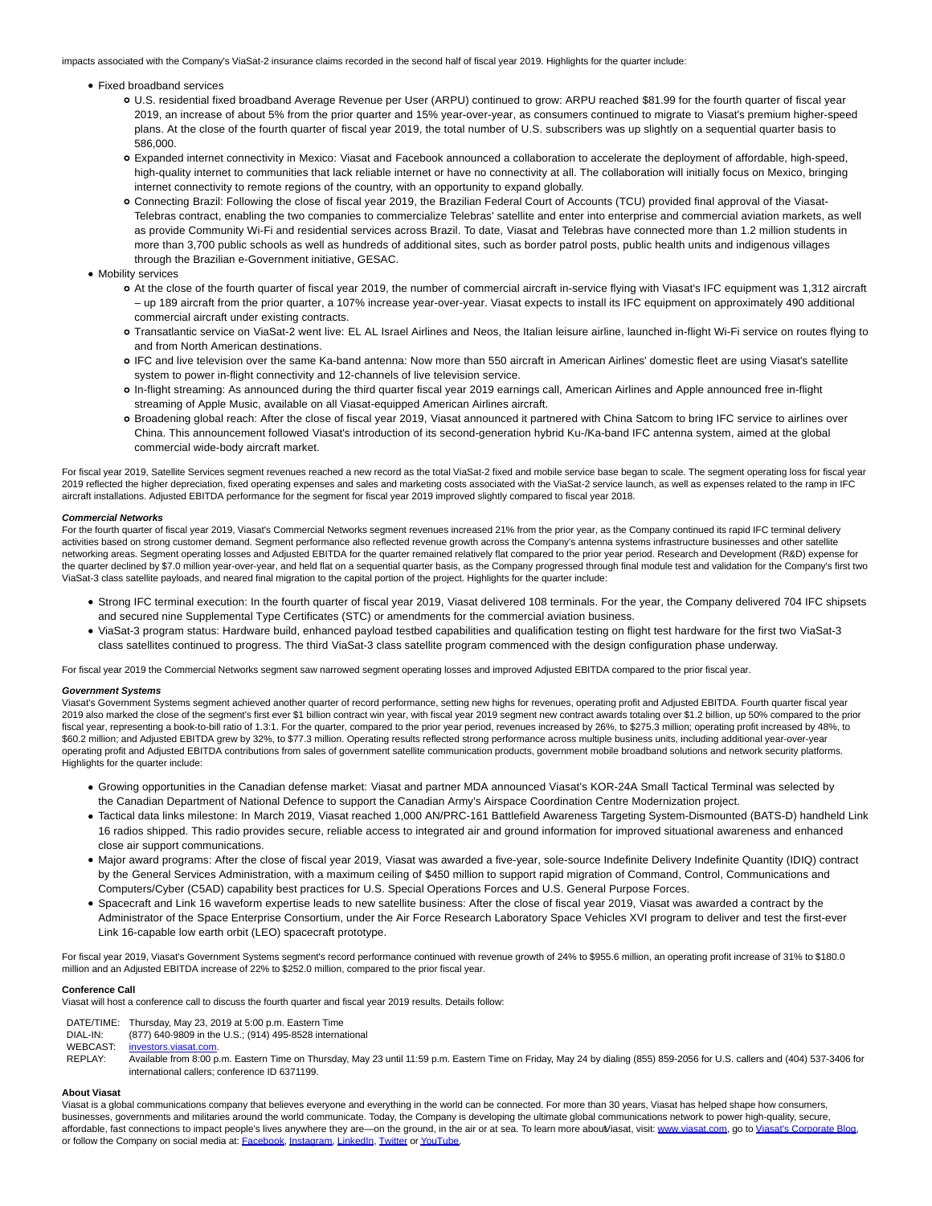impacts associated with the Company's ViaSat-2 insurance claims recorded in the second half of fiscal year 2019. Highlights for the quarter include:

- Fixed broadband services
  - U.S. residential fixed broadband Average Revenue per User (ARPU) continued to grow: ARPU reached $81.99 for the fourth quarter of fiscal year 2019, an increase of about 5% from the prior quarter and 15% year-over-year, as consumers continued to migrate to Viasat's premium higher-speed plans. At the close of the fourth quarter of fiscal year 2019, the total number of U.S. subscribers was up slightly on a sequential quarter basis to 586,000.
  - Expanded internet connectivity in Mexico: Viasat and Facebook announced a collaboration to accelerate the deployment of affordable, high-speed, high-quality internet to communities that lack reliable internet or have no connectivity at all. The collaboration will initially focus on Mexico, bringing internet connectivity to remote regions of the country, with an opportunity to expand globally.
  - Connecting Brazil: Following the close of fiscal year 2019, the Brazilian Federal Court of Accounts (TCU) provided final approval of the Viasat-Telebras contract, enabling the two companies to commercialize Telebras' satellite and enter into enterprise and commercial aviation markets, as well as provide Community Wi-Fi and residential services across Brazil. To date, Viasat and Telebras have connected more than 1.2 million students in more than 3,700 public schools as well as hundreds of additional sites, such as border patrol posts, public health units and indigenous villages through the Brazilian e-Government initiative, GESAC.
- Mobility services
  - At the close of the fourth quarter of fiscal year 2019, the number of commercial aircraft in-service flying with Viasat's IFC equipment was 1,312 aircraft – up 189 aircraft from the prior quarter, a 107% increase year-over-year. Viasat expects to install its IFC equipment on approximately 490 additional commercial aircraft under existing contracts.
  - Transatlantic service on ViaSat-2 went live: EL AL Israel Airlines and Neos, the Italian leisure airline, launched in-flight Wi-Fi service on routes flying to and from North American destinations.
  - IFC and live television over the same Ka-band antenna: Now more than 550 aircraft in American Airlines' domestic fleet are using Viasat's satellite system to power in-flight connectivity and 12-channels of live television service.
  - In-flight streaming: As announced during the third quarter fiscal year 2019 earnings call, American Airlines and Apple announced free in-flight streaming of Apple Music, available on all Viasat-equipped American Airlines aircraft.
  - Broadening global reach: After the close of fiscal year 2019, Viasat announced it partnered with China Satcom to bring IFC service to airlines over China. This announcement followed Viasat's introduction of its second-generation hybrid Ku-/Ka-band IFC antenna system, aimed at the global commercial wide-body aircraft market.

For fiscal year 2019, Satellite Services segment revenues reached a new record as the total ViaSat-2 fixed and mobile service base began to scale. The segment operating loss for fiscal year 2019 reflected the higher depreciation, fixed operating expenses and sales and marketing costs associated with the ViaSat-2 service launch, as well as expenses related to the ramp in IFC aircraft installations. Adjusted EBITDA performance for the segment for fiscal year 2019 improved slightly compared to fiscal year 2018.

**Commercial Networks**

For the fourth quarter of fiscal year 2019, Viasat's Commercial Networks segment revenues increased 21% from the prior year, as the Company continued its rapid IFC terminal delivery activities based on strong customer demand. Segment performance also reflected revenue growth across the Company's antenna systems infrastructure businesses and other satellite networking areas. Segment operating losses and Adjusted EBITDA for the quarter remained relatively flat compared to the prior year period. Research and Development (R&D) expense for the quarter declined by $7.0 million year-over-year, and held flat on a sequential quarter basis, as the Company progressed through final module test and validation for the Company's first two ViaSat-3 class satellite payloads, and neared final migration to the capital portion of the project. Highlights for the quarter include:

- Strong IFC terminal execution: In the fourth quarter of fiscal year 2019, Viasat delivered 108 terminals. For the year, the Company delivered 704 IFC shipsets and secured nine Supplemental Type Certificates (STC) or amendments for the commercial aviation business.
- ViaSat-3 program status: Hardware build, enhanced payload testbed capabilities and qualification testing on flight test hardware for the first two ViaSat-3 class satellites continued to progress. The third ViaSat-3 class satellite program commenced with the design configuration phase underway.

For fiscal year 2019 the Commercial Networks segment saw narrowed segment operating losses and improved Adjusted EBITDA compared to the prior fiscal year.

**Government Systems**

Viasat's Government Systems segment achieved another quarter of record performance, setting new highs for revenues, operating profit and Adjusted EBITDA. Fourth quarter fiscal year 2019 also marked the close of the segment's first ever $1 billion contract win year, with fiscal year 2019 segment new contract awards totaling over $1.2 billion, up 50% compared to the prior fiscal year, representing a book-to-bill ratio of 1.3:1. For the quarter, compared to the prior year period, revenues increased by 26%, to $275.3 million; operating profit increased by 48%, to $60.2 million; and Adjusted EBITDA grew by 32%, to $77.3 million. Operating results reflected strong performance across multiple business units, including additional year-over-year operating profit and Adjusted EBITDA contributions from sales of government satellite communication products, government mobile broadband solutions and network security platforms. Highlights for the quarter include:

- Growing opportunities in the Canadian defense market: Viasat and partner MDA announced Viasat's KOR-24A Small Tactical Terminal was selected by the Canadian Department of National Defence to support the Canadian Army's Airspace Coordination Centre Modernization project.
- Tactical data links milestone: In March 2019, Viasat reached 1,000 AN/PRC-161 Battlefield Awareness Targeting System-Dismounted (BATS-D) handheld Link 16 radios shipped. This radio provides secure, reliable access to integrated air and ground information for improved situational awareness and enhanced close air support communications.
- Major award programs: After the close of fiscal year 2019, Viasat was awarded a five-year, sole-source Indefinite Delivery Indefinite Quantity (IDIQ) contract by the General Services Administration, with a maximum ceiling of $450 million to support rapid migration of Command, Control, Communications and Computers/Cyber (C5AD) capability best practices for U.S. Special Operations Forces and U.S. General Purpose Forces.
- Spacecraft and Link 16 waveform expertise leads to new satellite business: After the close of fiscal year 2019, Viasat was awarded a contract by the Administrator of the Space Enterprise Consortium, under the Air Force Research Laboratory Space Vehicles XVI program to deliver and test the first-ever Link 16-capable low earth orbit (LEO) spacecraft prototype.

For fiscal year 2019, Viasat's Government Systems segment's record performance continued with revenue growth of 24% to $955.6 million, an operating profit increase of 31% to $180.0 million and an Adjusted EBITDA increase of 22% to $252.0 million, compared to the prior fiscal year.

**Conference Call**

Viasat will host a conference call to discuss the fourth quarter and fiscal year 2019 results. Details follow:

| | |
|---|---|
| DATE/TIME: | Thursday, May 23, 2019 at 5:00 p.m. Eastern Time |
| DIAL-IN: | (877) 640-9809 in the U.S.; (914) 495-8528 international |
| WEBCAST: | investors.viasat.com. |
| REPLAY: | Available from 8:00 p.m. Eastern Time on Thursday, May 23 until 11:59 p.m. Eastern Time on Friday, May 24 by dialing (855) 859-2056 for U.S. callers and (404) 537-3406 for international callers; conference ID 6371199. |

**About Viasat**

Viasat is a global communications company that believes everyone and everything in the world can be connected. For more than 30 years, Viasat has helped shape how consumers, businesses, governments and militaries around the world communicate. Today, the Company is developing the ultimate global communications network to power high-quality, secure, affordable, fast connections to impact people's lives anywhere they are—on the ground, in the air or at sea. To learn more about Viasat, visit: www.viasat.com, go to Viasat's Corporate Blog, or follow the Company on social media at: Facebook, Instagram, LinkedIn, Twitter or YouTube.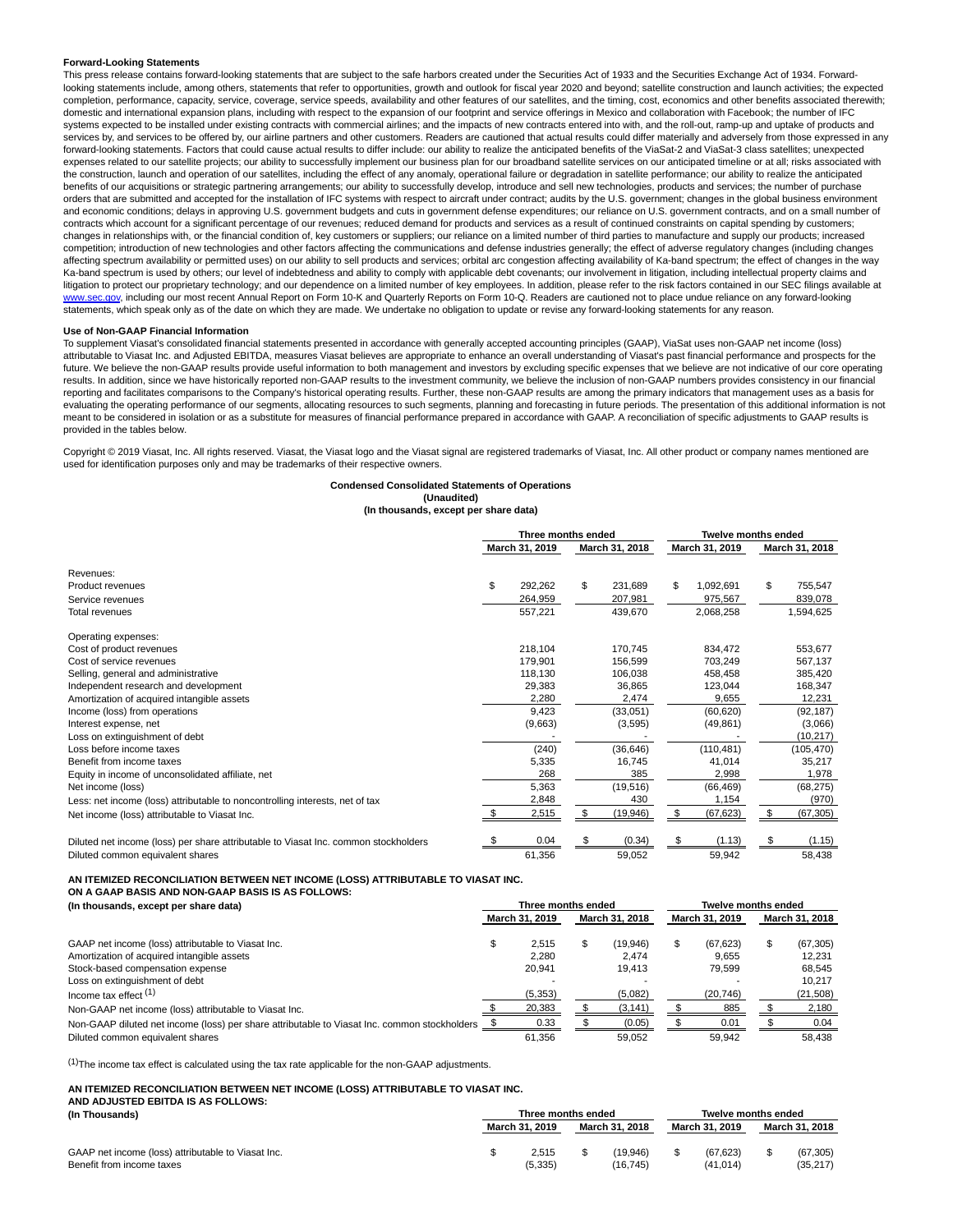**Forward-Looking Statements**

This press release contains forward-looking statements that are subject to the safe harbors created under the Securities Act of 1933 and the Securities Exchange Act of 1934. Forward-looking statements include, among others, statements that refer to opportunities, growth and outlook for fiscal year 2020 and beyond; satellite construction and launch activities; the expected completion, performance, capacity, service, coverage, service speeds, availability and other features of our satellites, and the timing, cost, economics and other benefits associated therewith; domestic and international expansion plans, including with respect to the expansion of our footprint and service offerings in Mexico and collaboration with Facebook; the number of IFC systems expected to be installed under existing contracts with commercial airlines; and the impacts of new contracts entered into with, and the roll-out, ramp-up and uptake of products and services by, and services to be offered by, our airline partners and other customers. Readers are cautioned that actual results could differ materially and adversely from those expressed in any forward-looking statements. Factors that could cause actual results to differ include: our ability to realize the anticipated benefits of the ViaSat-2 and ViaSat-3 class satellites; unexpected expenses related to our satellite projects; our ability to successfully implement our business plan for our broadband satellite services on our anticipated timeline or at all; risks associated with the construction, launch and operation of our satellites, including the effect of any anomaly, operational failure or degradation in satellite performance; our ability to realize the anticipated benefits of our acquisitions or strategic partnering arrangements; our ability to successfully develop, introduce and sell new technologies, products and services; the number of purchase orders that are submitted and accepted for the installation of IFC systems with respect to aircraft under contract; audits by the U.S. government; changes in the global business environment and economic conditions; delays in approving U.S. government budgets and cuts in government defense expenditures; our reliance on U.S. government contracts, and on a small number of contracts which account for a significant percentage of our revenues; reduced demand for products and services as a result of continued constraints on capital spending by customers; changes in relationships with, or the financial condition of, key customers or suppliers; our reliance on a limited number of third parties to manufacture and supply our products; increased competition; introduction of new technologies and other factors affecting the communications and defense industries generally; the effect of adverse regulatory changes (including changes affecting spectrum availability or permitted uses) on our ability to sell products and services; orbital arc congestion affecting availability of Ka-band spectrum; the effect of changes in the way Ka-band spectrum is used by others; our level of indebtedness and ability to comply with applicable debt covenants; our involvement in litigation, including intellectual property claims and litigation to protect our proprietary technology; and our dependence on a limited number of key employees. In addition, please refer to the risk factors contained in our SEC filings available at www.sec.gov, including our most recent Annual Report on Form 10-K and Quarterly Reports on Form 10-Q. Readers are cautioned not to place undue reliance on any forward-looking statements, which speak only as of the date on which they are made. We undertake no obligation to update or revise any forward-looking statements for any reason.

**Use of Non-GAAP Financial Information**

To supplement Viasat's consolidated financial statements presented in accordance with generally accepted accounting principles (GAAP), ViaSat uses non-GAAP net income (loss) attributable to Viasat Inc. and Adjusted EBITDA, measures Viasat believes are appropriate to enhance an overall understanding of Viasat's past financial performance and prospects for the future. We believe the non-GAAP results provide useful information to both management and investors by excluding specific expenses that we believe are not indicative of our core operating results. In addition, since we have historically reported non-GAAP results to the investment community, we believe the inclusion of non-GAAP numbers provides consistency in our financial reporting and facilitates comparisons to the Company's historical operating results. Further, these non-GAAP results are among the primary indicators that management uses as a basis for evaluating the operating performance of our segments, allocating resources to such segments, planning and forecasting in future periods. The presentation of this additional information is not meant to be considered in isolation or as a substitute for measures of financial performance prepared in accordance with GAAP. A reconciliation of specific adjustments to GAAP results is provided in the tables below.

Copyright © 2019 Viasat, Inc. All rights reserved. Viasat, the Viasat logo and the Viasat signal are registered trademarks of Viasat, Inc. All other product or company names mentioned are used for identification purposes only and may be trademarks of their respective owners.

**Condensed Consolidated Statements of Operations**
**(Unaudited)**
**(In thousands, except per share data)**

| | Three months ended | | Twelve months ended | |
|---|---|---|---|---|
| | March 31, 2019 | March 31, 2018 | March 31, 2019 | March 31, 2018 |
| Revenues: | | | | |
| Product revenues | $ 292,262 | $ 231,689 | $ 1,092,691 | $ 755,547 |
| Service revenues | 264,959 | 207,981 | 975,567 | 839,078 |
| Total revenues | 557,221 | 439,670 | 2,068,258 | 1,594,625 |
| Operating expenses: | | | | |
| Cost of product revenues | 218,104 | 170,745 | 834,472 | 553,677 |
| Cost of service revenues | 179,901 | 156,599 | 703,249 | 567,137 |
| Selling, general and administrative | 118,130 | 106,038 | 458,458 | 385,420 |
| Independent research and development | 29,383 | 36,865 | 123,044 | 168,347 |
| Amortization of acquired intangible assets | 2,280 | 2,474 | 9,655 | 12,231 |
| Income (loss) from operations | 9,423 | (33,051) | (60,620) | (92,187) |
| Interest expense, net | (9,663) | (3,595) | (49,861) | (3,066) |
| Loss on extinguishment of debt | - | - | - | (10,217) |
| Loss before income taxes | (240) | (36,646) | (110,481) | (105,470) |
| Benefit from income taxes | 5,335 | 16,745 | 41,014 | 35,217 |
| Equity in income of unconsolidated affiliate, net | 268 | 385 | 2,998 | 1,978 |
| Net income (loss) | 5,363 | (19,516) | (66,469) | (68,275) |
| Less: net income (loss) attributable to noncontrolling interests, net of tax | 2,848 | 430 | 1,154 | (970) |
| Net income (loss) attributable to Viasat Inc. | $ 2,515 | $ (19,946) | $ (67,623) | $ (67,305) |
| Diluted net income (loss) per share attributable to Viasat Inc. common stockholders | $ 0.04 | $ (0.34) | $ (1.13) | $ (1.15) |
| Diluted common equivalent shares | 61,356 | 59,052 | 59,942 | 58,438 |

**AN ITEMIZED RECONCILIATION BETWEEN NET INCOME (LOSS) ATTRIBUTABLE TO VIASAT INC.**
**ON A GAAP BASIS AND NON-GAAP BASIS IS AS FOLLOWS:**

| (In thousands, except per share data) | Three months ended | | Twelve months ended | |
|---|---|---|---|---|
| | March 31, 2019 | March 31, 2018 | March 31, 2019 | March 31, 2018 |
| GAAP net income (loss) attributable to Viasat Inc. | $ 2,515 | $ (19,946) | $ (67,623) | $ (67,305) |
| Amortization of acquired intangible assets | 2,280 | 2,474 | 9,655 | 12,231 |
| Stock-based compensation expense | 20,941 | 19,413 | 79,599 | 68,545 |
| Loss on extinguishment of debt | - | - | - | 10,217 |
| Income tax effect (1) | (5,353) | (5,082) | (20,746) | (21,508) |
| Non-GAAP net income (loss) attributable to Viasat Inc. | $ 20,383 | $ (3,141) | $ 885 | $ 2,180 |
| Non-GAAP diluted net income (loss) per share attributable to Viasat Inc. common stockholders | $ 0.33 | $ (0.05) | $ 0.01 | $ 0.04 |
| Diluted common equivalent shares | 61,356 | 59,052 | 59,942 | 58,438 |

(1) The income tax effect is calculated using the tax rate applicable for the non-GAAP adjustments.

**AN ITEMIZED RECONCILIATION BETWEEN NET INCOME (LOSS) ATTRIBUTABLE TO VIASAT INC.**
**AND ADJUSTED EBITDA IS AS FOLLOWS:**

| (In Thousands) | Three months ended | | Twelve months ended | |
|---|---|---|---|---|
| | March 31, 2019 | March 31, 2018 | March 31, 2019 | March 31, 2018 |
| GAAP net income (loss) attributable to Viasat Inc. | $ 2,515 | $ (19,946) | $ (67,623) | $ (67,305) |
| Benefit from income taxes | (5,335) | (16,745) | (41,014) | (35,217) |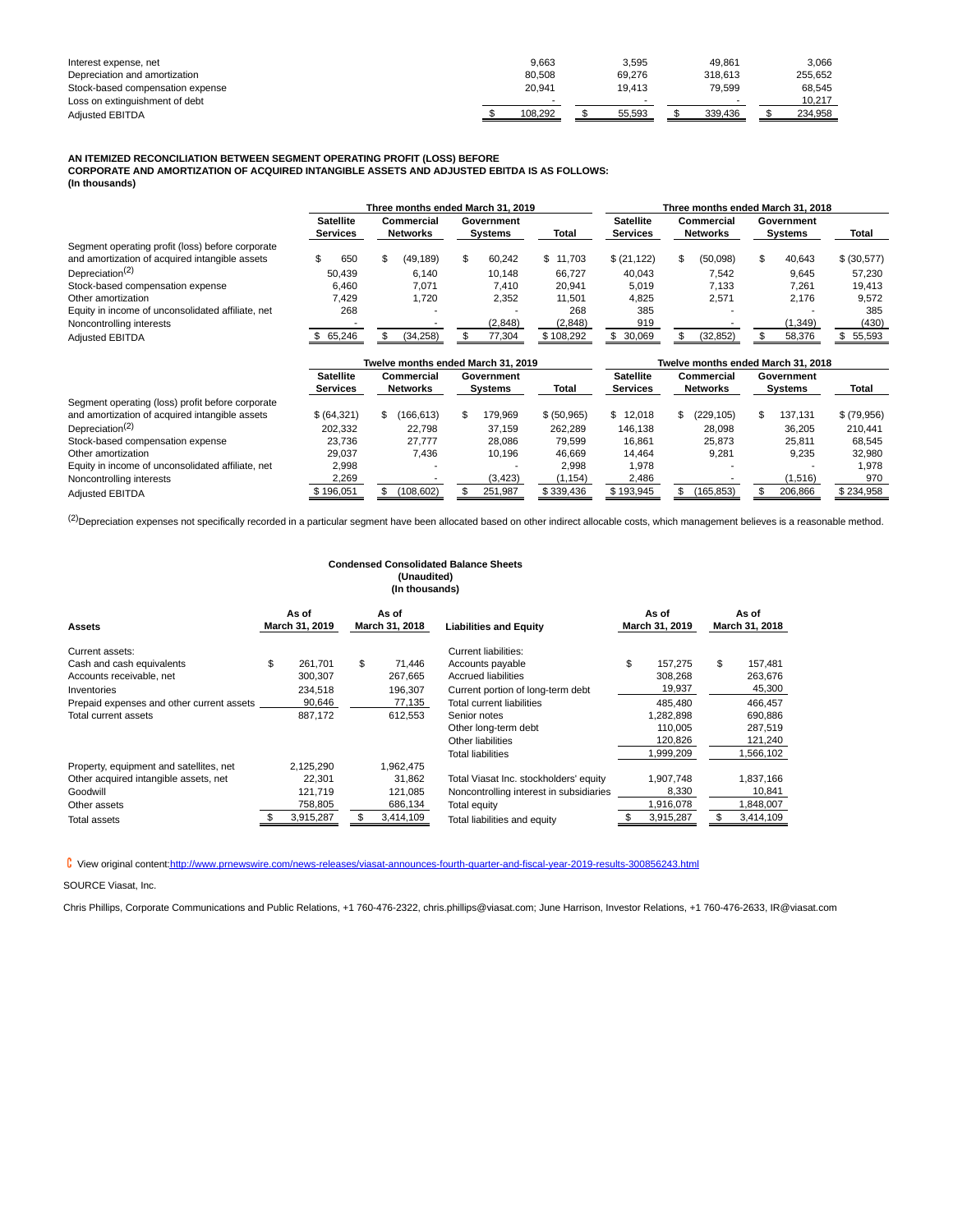| | | | | |
|---|---|---|---|---|
| Interest expense, net | 9,663 | 3,595 | 49,861 | 3,066 |
| Depreciation and amortization | 80,508 | 69,276 | 318,613 | 255,652 |
| Stock-based compensation expense | 20,941 | 19,413 | 79,599 | 68,545 |
| Loss on extinguishment of debt | - | - | - | 10,217 |
| Adjusted EBITDA | $ 108,292 | $ 55,593 | $ 339,436 | $ 234,958 |

**AN ITEMIZED RECONCILIATION BETWEEN SEGMENT OPERATING PROFIT (LOSS) BEFORE CORPORATE AND AMORTIZATION OF ACQUIRED INTANGIBLE ASSETS AND ADJUSTED EBITDA IS AS FOLLOWS:**
**(In thousands)**

| | Three months ended March 31, 2019 | | | | Three months ended March 31, 2018 | | | |
|---|---|---|---|---|---|---|---|---|
| | Satellite Services | Commercial Networks | Government Systems | Total | Satellite Services | Commercial Networks | Government Systems | Total |
| Segment operating profit (loss) before corporate and amortization of acquired intangible assets | $ 650 | $ (49,189) | $ 60,242 | $ 11,703 | $ (21,122) | $ (50,098) | $ 40,643 | $ (30,577) |
| Depreciation[(2)] | 50,439 | 6,140 | 10,148 | 66,727 | 40,043 | 7,542 | 9,645 | 57,230 |
| Stock-based compensation expense | 6,460 | 7,071 | 7,410 | 20,941 | 5,019 | 7,133 | 7,261 | 19,413 |
| Other amortization | 7,429 | 1,720 | 2,352 | 11,501 | 4,825 | 2,571 | 2,176 | 9,572 |
| Equity in income of unconsolidated affiliate, net | 268 | - | - | 268 | 385 | - | - | 385 |
| Noncontrolling interests | - | - | (2,848) | (2,848) | 919 | - | (1,349) | (430) |
| Adjusted EBITDA | $ 65,246 | $ (34,258) | $ 77,304 | $ 108,292 | $ 30,069 | $ (32,852) | $ 58,376 | $ 55,593 |

| | Twelve months ended March 31, 2019 | | | | Twelve months ended March 31, 2018 | | | |
|---|---|---|---|---|---|---|---|---|
| | Satellite Services | Commercial Networks | Government Systems | Total | Satellite Services | Commercial Networks | Government Systems | Total |
| Segment operating (loss) profit before corporate and amortization of acquired intangible assets | $ (64,321) | $ (166,613) | $ 179,969 | $ (50,965) | $ 12,018 | $ (229,105) | $ 137,131 | $ (79,956) |
| Depreciation[(2)] | 202,332 | 22,798 | 37,159 | 262,289 | 146,138 | 28,098 | 36,205 | 210,441 |
| Stock-based compensation expense | 23,736 | 27,777 | 28,086 | 79,599 | 16,861 | 25,873 | 25,811 | 68,545 |
| Other amortization | 29,037 | 7,436 | 10,196 | 46,669 | 14,464 | 9,281 | 9,235 | 32,980 |
| Equity in income of unconsolidated affiliate, net | 2,998 | - | - | 2,998 | 1,978 | - | - | 1,978 |
| Noncontrolling interests | 2,269 | - | (3,423) | (1,154) | 2,486 | - | (1,516) | 970 |
| Adjusted EBITDA | $ 196,051 | $ (108,602) | $ 251,987 | $ 339,436 | $ 193,945 | $ (165,853) | $ 206,866 | $ 234,958 |

[(2)]Depreciation expenses not specifically recorded in a particular segment have been allocated based on other indirect allocable costs, which management believes is a reasonable method.

**Condensed Consolidated Balance Sheets**
**(Unaudited)**
**(In thousands)**

| Assets | As of March 31, 2019 | As of March 31, 2018 | Liabilities and Equity | As of March 31, 2019 | As of March 31, 2018 |
|---|---|---|---|---|---|
| Current assets: | | | Current liabilities: | | |
| Cash and cash equivalents | $ 261,701 | $ 71,446 | Accounts payable | $ 157,275 | $ 157,481 |
| Accounts receivable, net | 300,307 | 267,665 | Accrued liabilities | 308,268 | 263,676 |
| Inventories | 234,518 | 196,307 | Current portion of long-term debt | 19,937 | 45,300 |
| Prepaid expenses and other current assets | 90,646 | 77,135 | Total current liabilities | 485,480 | 466,457 |
| Total current assets | 887,172 | 612,553 | Senior notes | 1,282,898 | 690,886 |
| | | | Other long-term debt | 110,005 | 287,519 |
| | | | Other liabilities | 120,826 | 121,240 |
| | | | Total liabilities | 1,999,209 | 1,566,102 |
| Property, equipment and satellites, net | 2,125,290 | 1,962,475 | | | |
| Other acquired intangible assets, net | 22,301 | 31,862 | Total Viasat Inc. stockholders' equity | 1,907,748 | 1,837,166 |
| Goodwill | 121,719 | 121,085 | Noncontrolling interest in subsidiaries | 8,330 | 10,841 |
| Other assets | 758,805 | 686,134 | Total equity | 1,916,078 | 1,848,007 |
| Total assets | $ 3,915,287 | $ 3,414,109 | Total liabilities and equity | $ 3,915,287 | $ 3,414,109 |

View original content:http://www.prnewswire.com/news-releases/viasat-announces-fourth-quarter-and-fiscal-year-2019-results-300856243.html

SOURCE Viasat, Inc.

Chris Phillips, Corporate Communications and Public Relations, +1 760-476-2322, chris.phillips@viasat.com; June Harrison, Investor Relations, +1 760-476-2633, IR@viasat.com